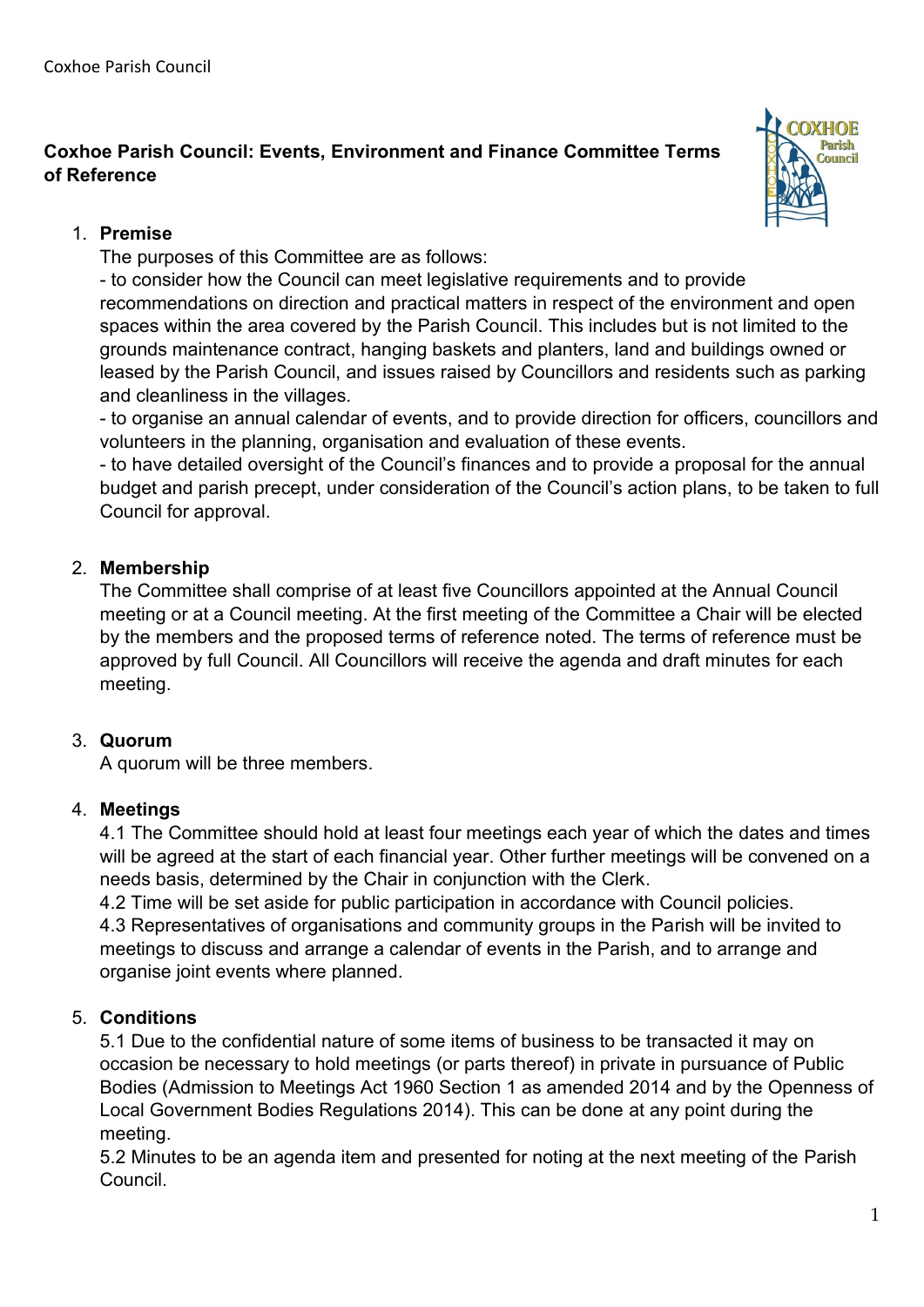# Coxhoe Parish Council: Events, Environment and Finance Committee Terms of Reference

1. **Premise**
   The purposes of this Committee are as follows:
   - to consider how the Council can meet legislative requirements and to provide recommendations on direction and practical matters in respect of the environment and open spaces within the area covered by the Parish Council. This includes but is not limited to the grounds maintenance contract, hanging baskets and planters, land and buildings owned or leased by the Parish Council, and issues raised by Councillors and residents such as parking and cleanliness in the villages.
   - to organise an annual calendar of events, and to provide direction for officers, councillors and volunteers in the planning, organisation and evaluation of these events.
   - to have detailed oversight of the Council's finances and to provide a proposal for the annual budget and parish precept, under consideration of the Council's action plans, to be taken to full Council for approval.

2. **Membership**
   The Committee shall comprise of at least five Councillors appointed at the Annual Council meeting or at a Council meeting. At the first meeting of the Committee a Chair will be elected by the members and the proposed terms of reference noted. The terms of reference must be approved by full Council. All Councillors will receive the agenda and draft minutes for each meeting.

3. **Quorum**
   A quorum will be three members.

4. **Meetings**
   4.1 The Committee should hold at least four meetings each year of which the dates and times will be agreed at the start of each financial year. Other further meetings will be convened on a needs basis, determined by the Chair in conjunction with the Clerk.
   4.2 Time will be set aside for public participation in accordance with Council policies.
   4.3 Representatives of organisations and community groups in the Parish will be invited to meetings to discuss and arrange a calendar of events in the Parish, and to arrange and organise joint events where planned.

5. **Conditions**
   5.1 Due to the confidential nature of some items of business to be transacted it may on occasion be necessary to hold meetings (or parts thereof) in private in pursuance of Public Bodies (Admission to Meetings Act 1960 Section 1 as amended 2014 and by the Openness of Local Government Bodies Regulations 2014). This can be done at any point during the meeting.
   5.2 Minutes to be an agenda item and presented for noting at the next meeting of the Parish Council.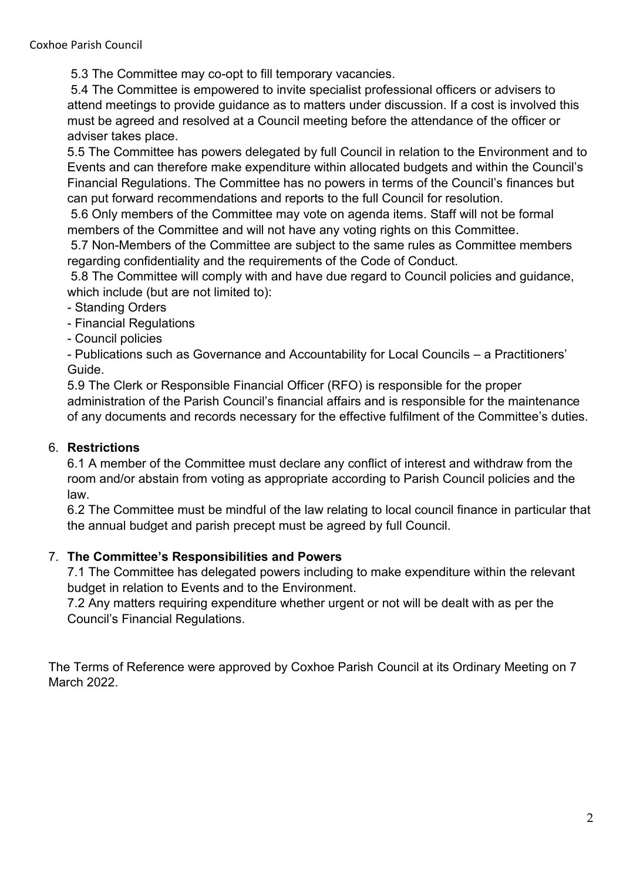5.3 The Committee may co-opt to fill temporary vacancies.

5.4 The Committee is empowered to invite specialist professional officers or advisers to attend meetings to provide guidance as to matters under discussion. If a cost is involved this must be agreed and resolved at a Council meeting before the attendance of the officer or adviser takes place.

5.5 The Committee has powers delegated by full Council in relation to the Environment and to Events and can therefore make expenditure within allocated budgets and within the Council's Financial Regulations. The Committee has no powers in terms of the Council's finances but can put forward recommendations and reports to the full Council for resolution.

5.6 Only members of the Committee may vote on agenda items. Staff will not be formal members of the Committee and will not have any voting rights on this Committee.

5.7 Non-Members of the Committee are subject to the same rules as Committee members regarding confidentiality and the requirements of the Code of Conduct.

5.8 The Committee will comply with and have due regard to Council policies and guidance, which include (but are not limited to):

- Standing Orders
- Financial Regulations
- Council policies
- Publications such as Governance and Accountability for Local Councils – a Practitioners' Guide.

5.9 The Clerk or Responsible Financial Officer (RFO) is responsible for the proper administration of the Parish Council's financial affairs and is responsible for the maintenance of any documents and records necessary for the effective fulfilment of the Committee's duties.

## 6. Restrictions

6.1 A member of the Committee must declare any conflict of interest and withdraw from the room and/or abstain from voting as appropriate according to Parish Council policies and the law.

6.2 The Committee must be mindful of the law relating to local council finance in particular that the annual budget and parish precept must be agreed by full Council.

## 7. The Committee's Responsibilities and Powers

7.1 The Committee has delegated powers including to make expenditure within the relevant budget in relation to Events and to the Environment.

7.2 Any matters requiring expenditure whether urgent or not will be dealt with as per the Council's Financial Regulations.

The Terms of Reference were approved by Coxhoe Parish Council at its Ordinary Meeting on 7 March 2022.